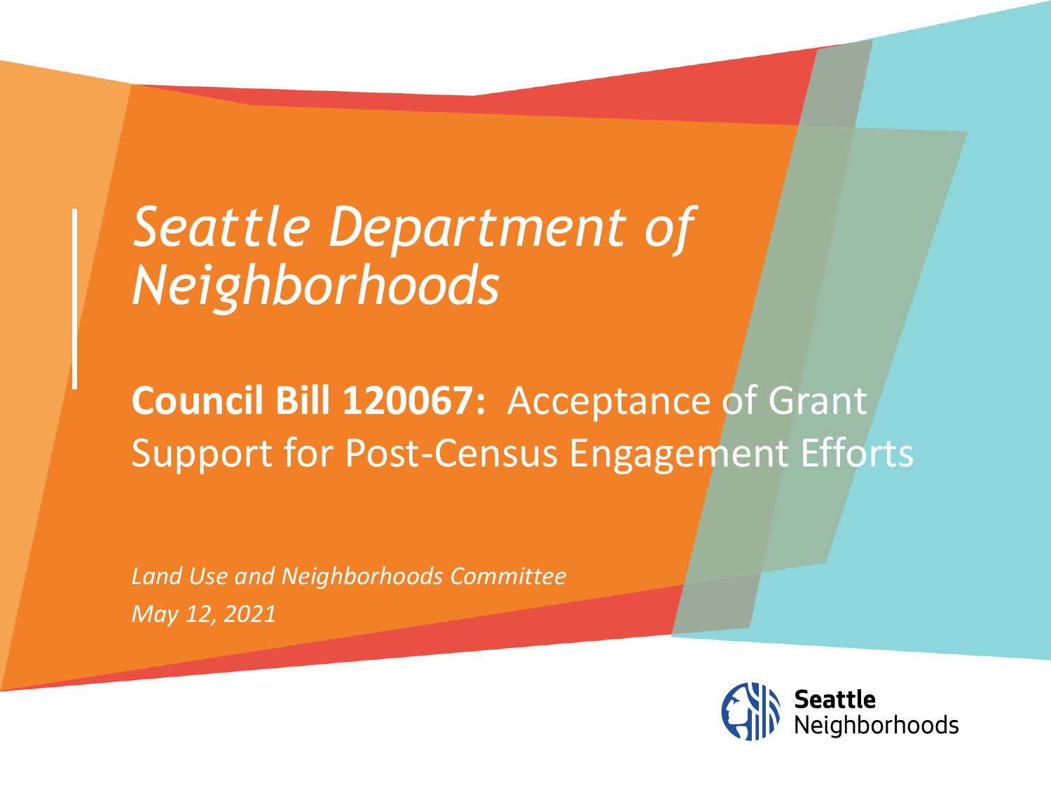# *Seattle Department of Neighborhoods*

## **Council Bill 120067:** Acceptance of Grant Support for Post-Census Engagement Efforts

*Land Use and Neighborhoods Committee*

*May 12, 2021*

**Seattle**
Neighborhoods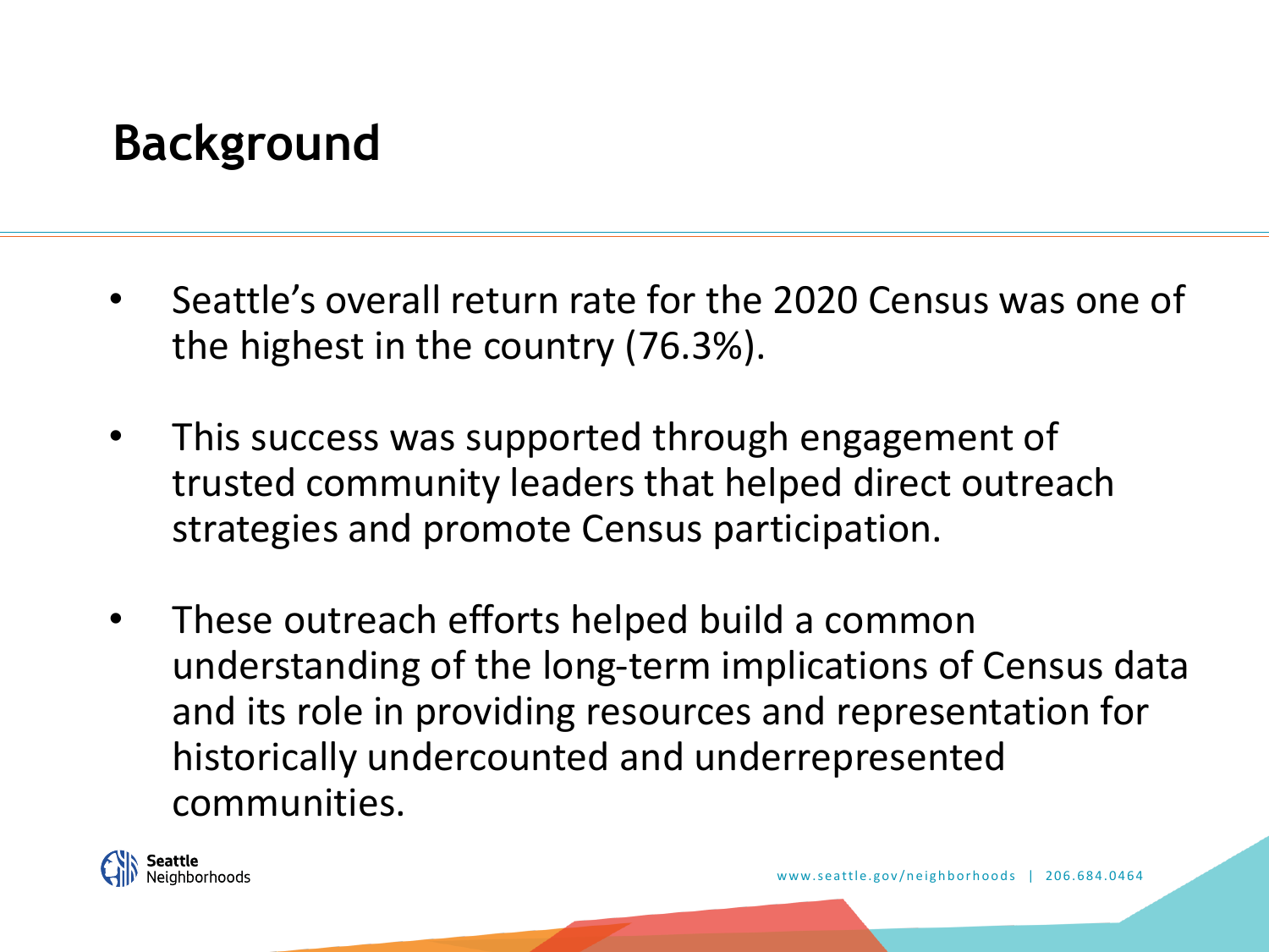# Background

- Seattle's overall return rate for the 2020 Census was one of the highest in the country (76.3%).
- This success was supported through engagement of trusted community leaders that helped direct outreach strategies and promote Census participation.
- These outreach efforts helped build a common understanding of the long-term implications of Census data and its role in providing resources and representation for historically undercounted and underrepresented communities.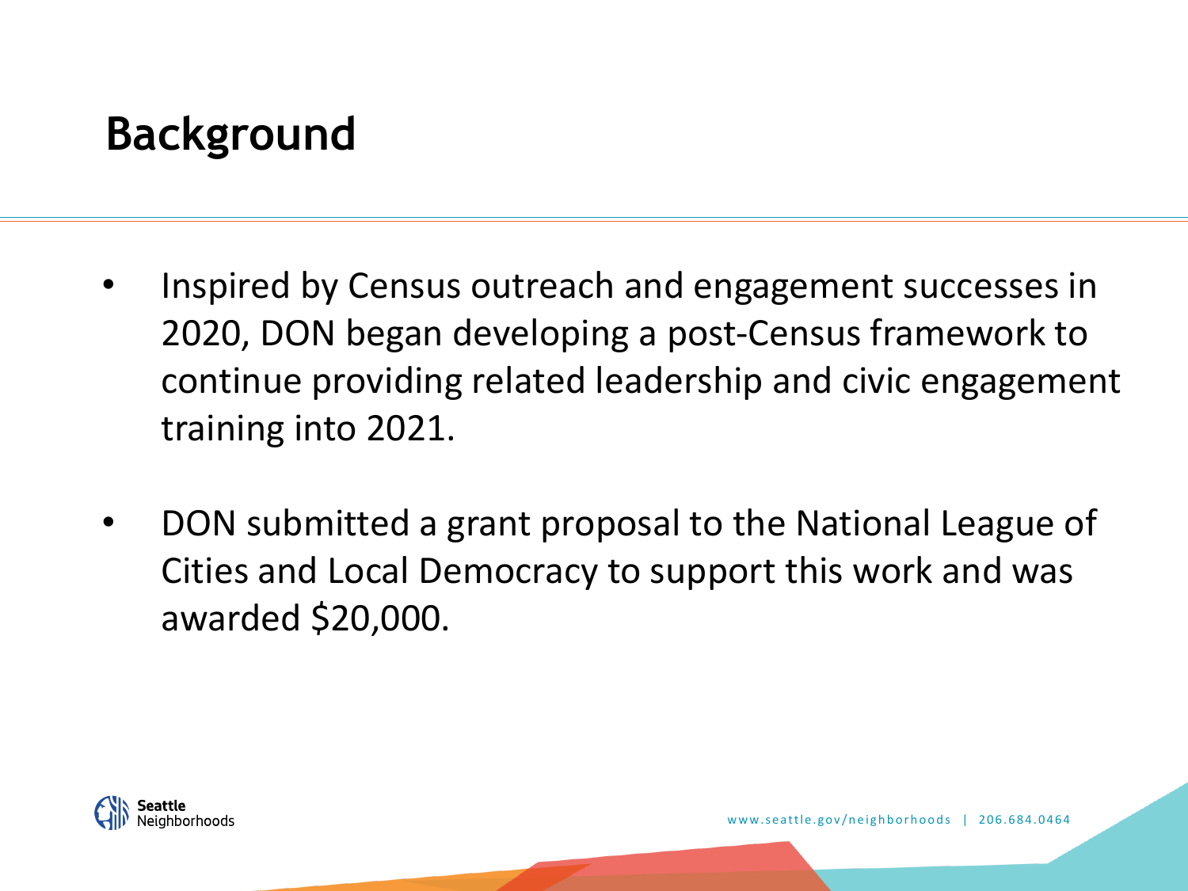# Background

- Inspired by Census outreach and engagement successes in 2020, DON began developing a post-Census framework to continue providing related leadership and civic engagement training into 2021.
- DON submitted a grant proposal to the National League of Cities and Local Democracy to support this work and was awarded $20,000.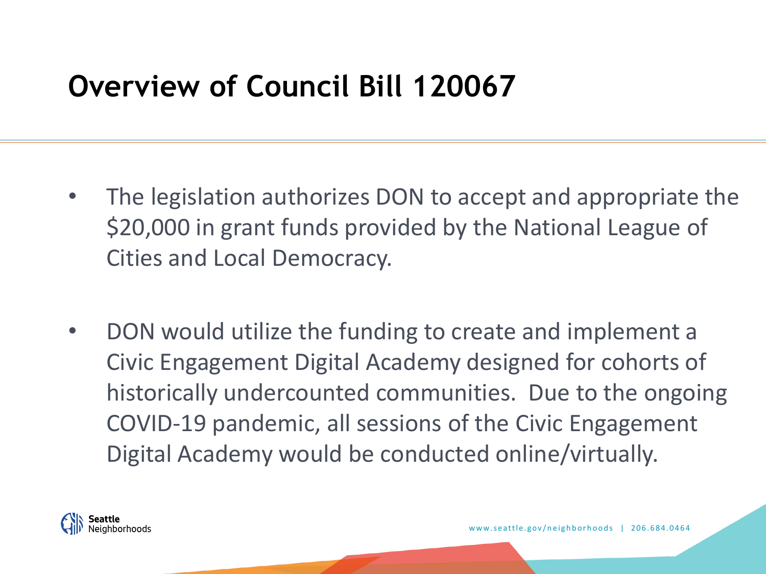# Overview of Council Bill 120067

- The legislation authorizes DON to accept and appropriate the $20,000 in grant funds provided by the National League of Cities and Local Democracy.

- DON would utilize the funding to create and implement a Civic Engagement Digital Academy designed for cohorts of historically undercounted communities. Due to the ongoing COVID-19 pandemic, all sessions of the Civic Engagement Digital Academy would be conducted online/virtually.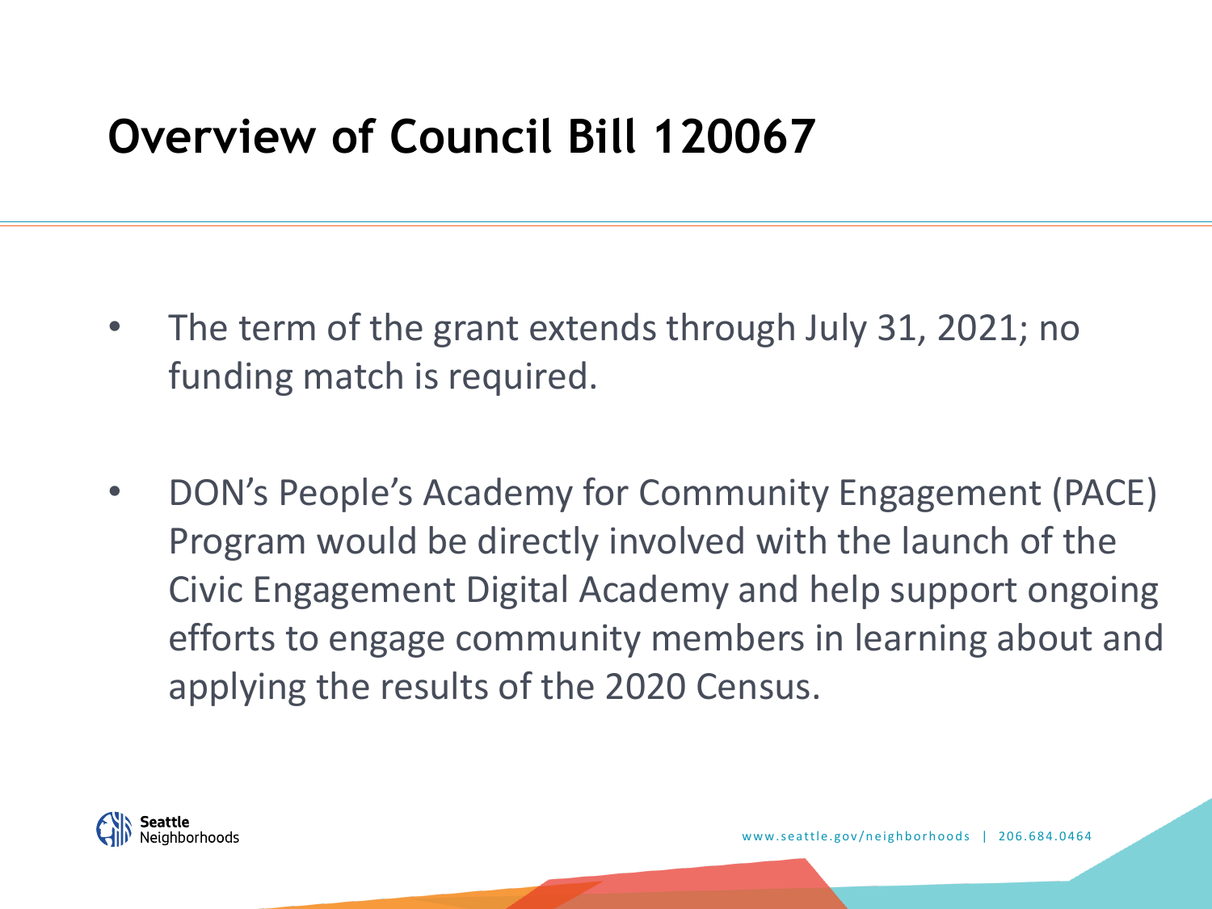# Overview of Council Bill 120067

- The term of the grant extends through July 31, 2021; no funding match is required.
- DON's People's Academy for Community Engagement (PACE) Program would be directly involved with the launch of the Civic Engagement Digital Academy and help support ongoing efforts to engage community members in learning about and applying the results of the 2020 Census.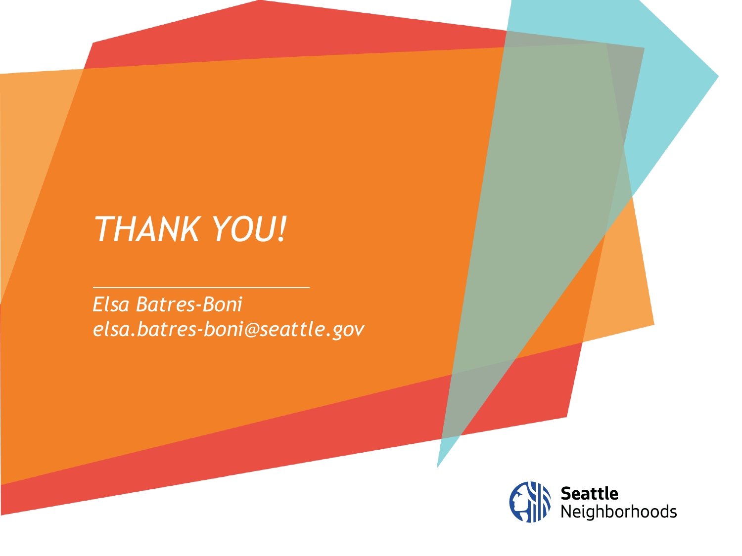# *THANK YOU!*

---

*Elsa Batres-Boni*
*elsa.batres-boni@seattle.gov*

Seattle Neighborhoods